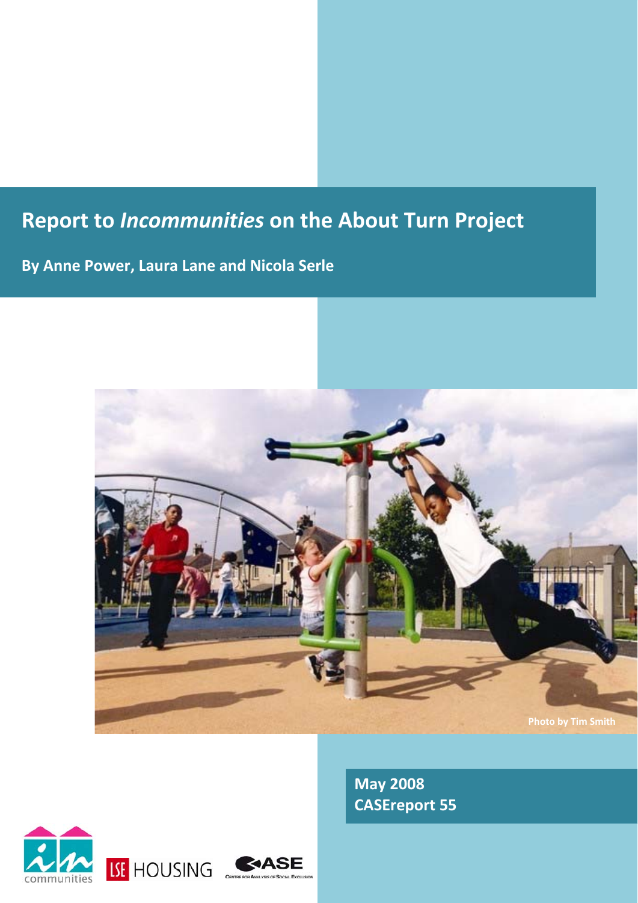# Report to *Incommunities* on the About Turn Project

**By Anne Power, Laura Lane and Nicola Serle**

Photo by Tim Smith

**May 2008**
**CASEreport 55**

communities

LSE HOUSING

CASE Centre for Analysis of Social Exclusion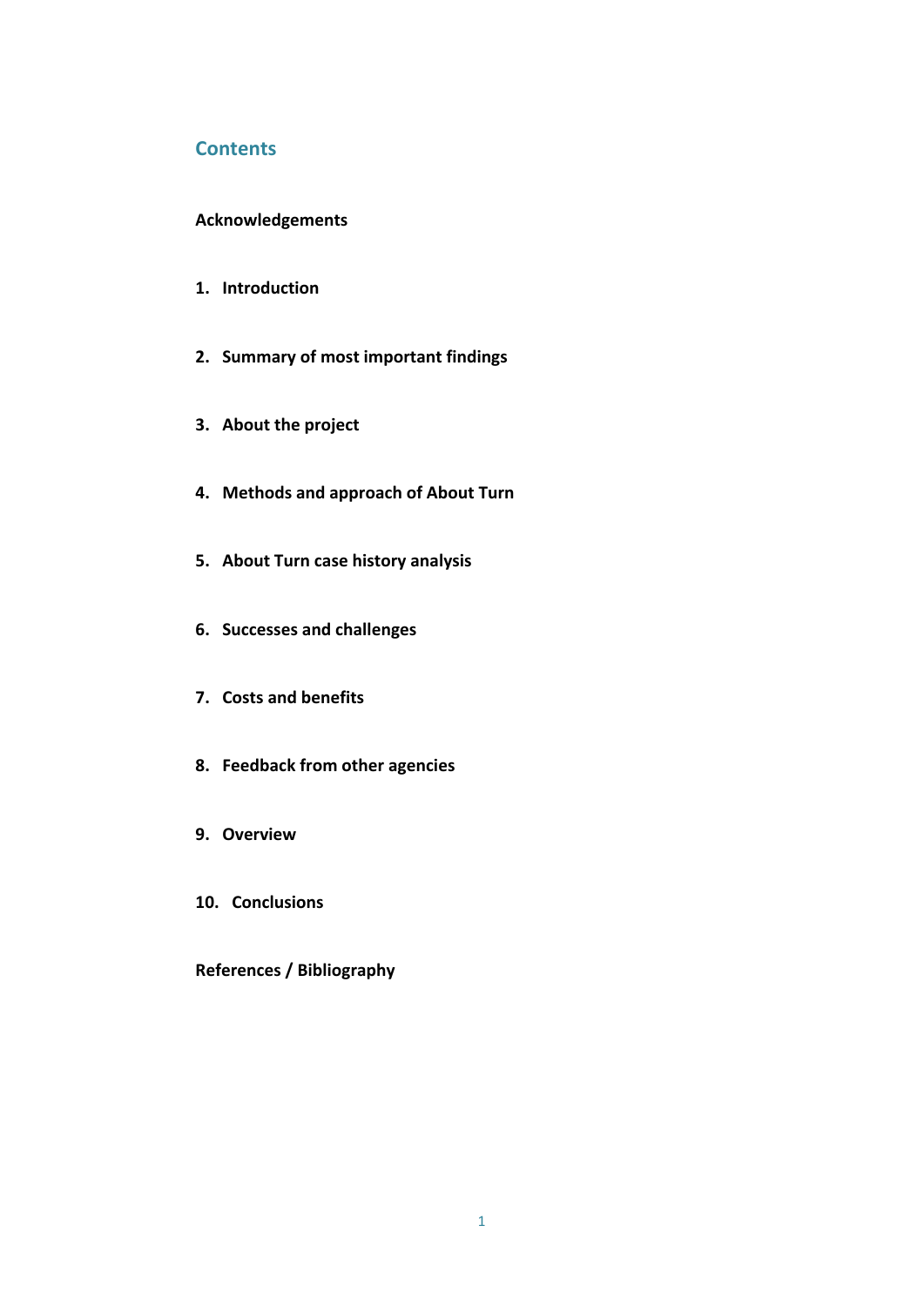## Contents

**Acknowledgements**

1. **Introduction**
2. **Summary of most important findings**
3. **About the project**
4. **Methods and approach of About Turn**
5. **About Turn case history analysis**
6. **Successes and challenges**
7. **Costs and benefits**
8. **Feedback from other agencies**
9. **Overview**
10. **Conclusions**

**References / Bibliography**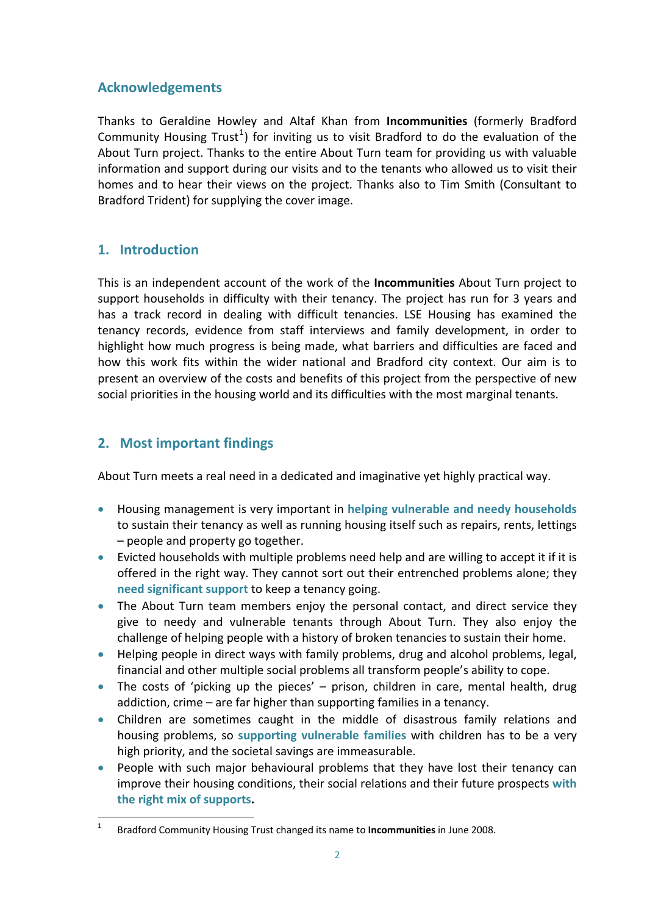## Acknowledgements

Thanks to Geraldine Howley and Altaf Khan from **Incommunities** (formerly Bradford Community Housing Trust[1]) for inviting us to visit Bradford to do the evaluation of the About Turn project. Thanks to the entire About Turn team for providing us with valuable information and support during our visits and to the tenants who allowed us to visit their homes and to hear their views on the project. Thanks also to Tim Smith (Consultant to Bradford Trident) for supplying the cover image.

## 1. Introduction

This is an independent account of the work of the **Incommunities** About Turn project to support households in difficulty with their tenancy. The project has run for 3 years and has a track record in dealing with difficult tenancies. LSE Housing has examined the tenancy records, evidence from staff interviews and family development, in order to highlight how much progress is being made, what barriers and difficulties are faced and how this work fits within the wider national and Bradford city context. Our aim is to present an overview of the costs and benefits of this project from the perspective of new social priorities in the housing world and its difficulties with the most marginal tenants.

## 2. Most important findings

About Turn meets a real need in a dedicated and imaginative yet highly practical way.

- Housing management is very important in **helping vulnerable and needy households** to sustain their tenancy as well as running housing itself such as repairs, rents, lettings – people and property go together.
- Evicted households with multiple problems need help and are willing to accept it if it is offered in the right way. They cannot sort out their entrenched problems alone; they **need significant support** to keep a tenancy going.
- The About Turn team members enjoy the personal contact, and direct service they give to needy and vulnerable tenants through About Turn. They also enjoy the challenge of helping people with a history of broken tenancies to sustain their home.
- Helping people in direct ways with family problems, drug and alcohol problems, legal, financial and other multiple social problems all transform people's ability to cope.
- The costs of 'picking up the pieces' – prison, children in care, mental health, drug addiction, crime – are far higher than supporting families in a tenancy.
- Children are sometimes caught in the middle of disastrous family relations and housing problems, so **supporting vulnerable families** with children has to be a very high priority, and the societal savings are immeasurable.
- People with such major behavioural problems that they have lost their tenancy can improve their housing conditions, their social relations and their future prospects **with the right mix of supports.**

[1] Bradford Community Housing Trust changed its name to **Incommunities** in June 2008.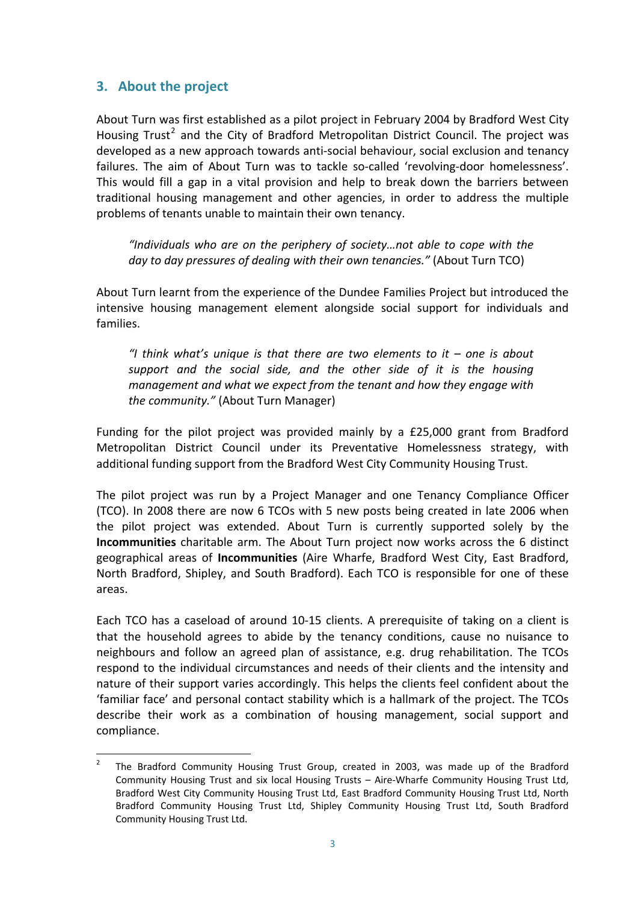## 3. About the project

About Turn was first established as a pilot project in February 2004 by Bradford West City Housing Trust[2] and the City of Bradford Metropolitan District Council. The project was developed as a new approach towards anti-social behaviour, social exclusion and tenancy failures. The aim of About Turn was to tackle so-called 'revolving-door homelessness'. This would fill a gap in a vital provision and help to break down the barriers between traditional housing management and other agencies, in order to address the multiple problems of tenants unable to maintain their own tenancy.

> *"Individuals who are on the periphery of society…not able to cope with the day to day pressures of dealing with their own tenancies."* (About Turn TCO)

About Turn learnt from the experience of the Dundee Families Project but introduced the intensive housing management element alongside social support for individuals and families.

> *"I think what's unique is that there are two elements to it – one is about support and the social side, and the other side of it is the housing management and what we expect from the tenant and how they engage with the community."* (About Turn Manager)

Funding for the pilot project was provided mainly by a £25,000 grant from Bradford Metropolitan District Council under its Preventative Homelessness strategy, with additional funding support from the Bradford West City Community Housing Trust.

The pilot project was run by a Project Manager and one Tenancy Compliance Officer (TCO). In 2008 there are now 6 TCOs with 5 new posts being created in late 2006 when the pilot project was extended. About Turn is currently supported solely by the **Incommunities** charitable arm. The About Turn project now works across the 6 distinct geographical areas of **Incommunities** (Aire Wharfe, Bradford West City, East Bradford, North Bradford, Shipley, and South Bradford). Each TCO is responsible for one of these areas.

Each TCO has a caseload of around 10-15 clients. A prerequisite of taking on a client is that the household agrees to abide by the tenancy conditions, cause no nuisance to neighbours and follow an agreed plan of assistance, e.g. drug rehabilitation. The TCOs respond to the individual circumstances and needs of their clients and the intensity and nature of their support varies accordingly. This helps the clients feel confident about the 'familiar face' and personal contact stability which is a hallmark of the project. The TCOs describe their work as a combination of housing management, social support and compliance.

---

[2] The Bradford Community Housing Trust Group, created in 2003, was made up of the Bradford Community Housing Trust and six local Housing Trusts – Aire-Wharfe Community Housing Trust Ltd, Bradford West City Community Housing Trust Ltd, East Bradford Community Housing Trust Ltd, North Bradford Community Housing Trust Ltd, Shipley Community Housing Trust Ltd, South Bradford Community Housing Trust Ltd.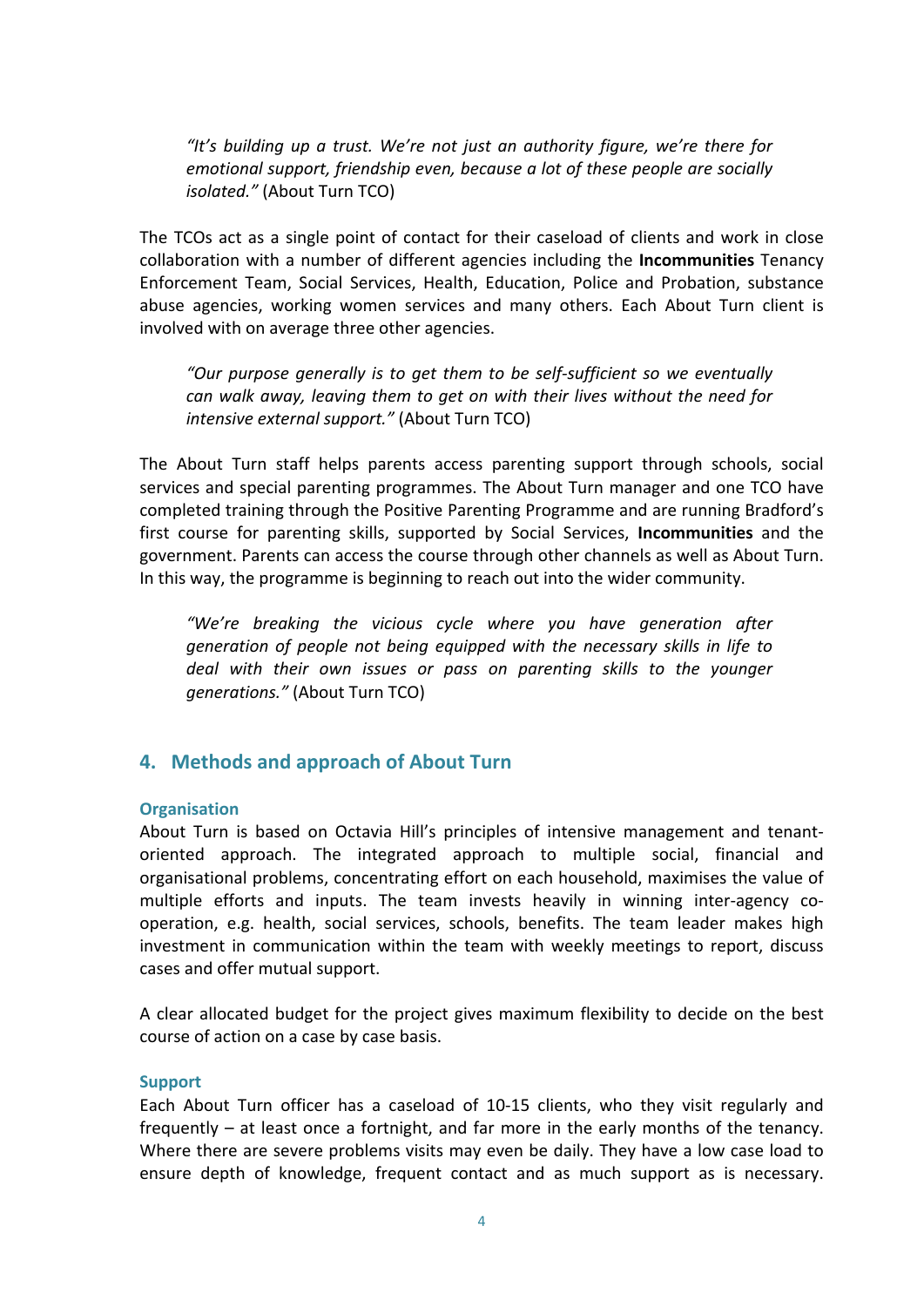> *"It's building up a trust. We're not just an authority figure, we're there for emotional support, friendship even, because a lot of these people are socially isolated."* (About Turn TCO)

The TCOs act as a single point of contact for their caseload of clients and work in close collaboration with a number of different agencies including the **Incommunities** Tenancy Enforcement Team, Social Services, Health, Education, Police and Probation, substance abuse agencies, working women services and many others. Each About Turn client is involved with on average three other agencies.

> *"Our purpose generally is to get them to be self-sufficient so we eventually can walk away, leaving them to get on with their lives without the need for intensive external support."* (About Turn TCO)

The About Turn staff helps parents access parenting support through schools, social services and special parenting programmes. The About Turn manager and one TCO have completed training through the Positive Parenting Programme and are running Bradford's first course for parenting skills, supported by Social Services, **Incommunities** and the government. Parents can access the course through other channels as well as About Turn. In this way, the programme is beginning to reach out into the wider community.

> *"We're breaking the vicious cycle where you have generation after generation of people not being equipped with the necessary skills in life to deal with their own issues or pass on parenting skills to the younger generations."* (About Turn TCO)

## 4. Methods and approach of About Turn

### Organisation

About Turn is based on Octavia Hill's principles of intensive management and tenant-oriented approach. The integrated approach to multiple social, financial and organisational problems, concentrating effort on each household, maximises the value of multiple efforts and inputs. The team invests heavily in winning inter-agency co-operation, e.g. health, social services, schools, benefits. The team leader makes high investment in communication within the team with weekly meetings to report, discuss cases and offer mutual support.

A clear allocated budget for the project gives maximum flexibility to decide on the best course of action on a case by case basis.

### Support

Each About Turn officer has a caseload of 10-15 clients, who they visit regularly and frequently – at least once a fortnight, and far more in the early months of the tenancy. Where there are severe problems visits may even be daily. They have a low case load to ensure depth of knowledge, frequent contact and as much support as is necessary.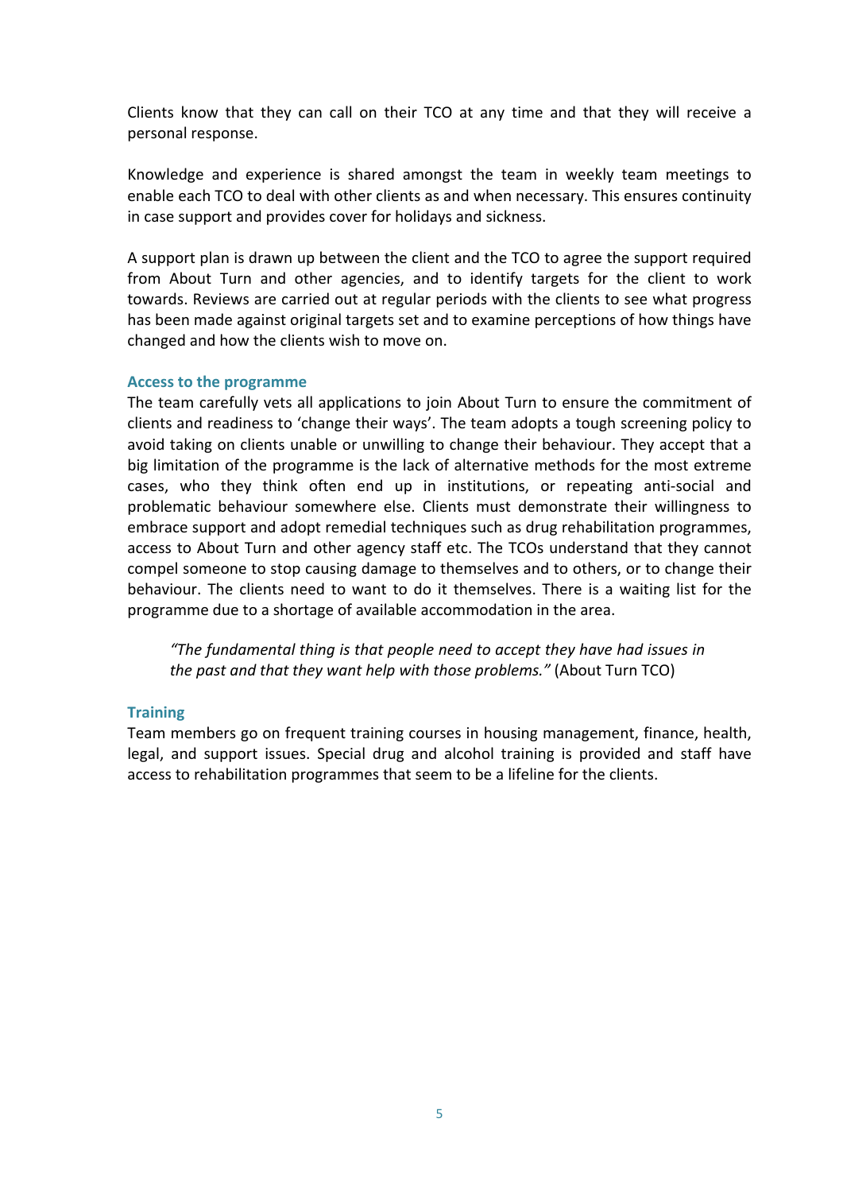Clients know that they can call on their TCO at any time and that they will receive a personal response.

Knowledge and experience is shared amongst the team in weekly team meetings to enable each TCO to deal with other clients as and when necessary. This ensures continuity in case support and provides cover for holidays and sickness.

A support plan is drawn up between the client and the TCO to agree the support required from About Turn and other agencies, and to identify targets for the client to work towards. Reviews are carried out at regular periods with the clients to see what progress has been made against original targets set and to examine perceptions of how things have changed and how the clients wish to move on.

### Access to the programme

The team carefully vets all applications to join About Turn to ensure the commitment of clients and readiness to 'change their ways'. The team adopts a tough screening policy to avoid taking on clients unable or unwilling to change their behaviour. They accept that a big limitation of the programme is the lack of alternative methods for the most extreme cases, who they think often end up in institutions, or repeating anti-social and problematic behaviour somewhere else. Clients must demonstrate their willingness to embrace support and adopt remedial techniques such as drug rehabilitation programmes, access to About Turn and other agency staff etc. The TCOs understand that they cannot compel someone to stop causing damage to themselves and to others, or to change their behaviour. The clients need to want to do it themselves. There is a waiting list for the programme due to a shortage of available accommodation in the area.

> *"The fundamental thing is that people need to accept they have had issues in the past and that they want help with those problems."* (About Turn TCO)

### Training

Team members go on frequent training courses in housing management, finance, health, legal, and support issues. Special drug and alcohol training is provided and staff have access to rehabilitation programmes that seem to be a lifeline for the clients.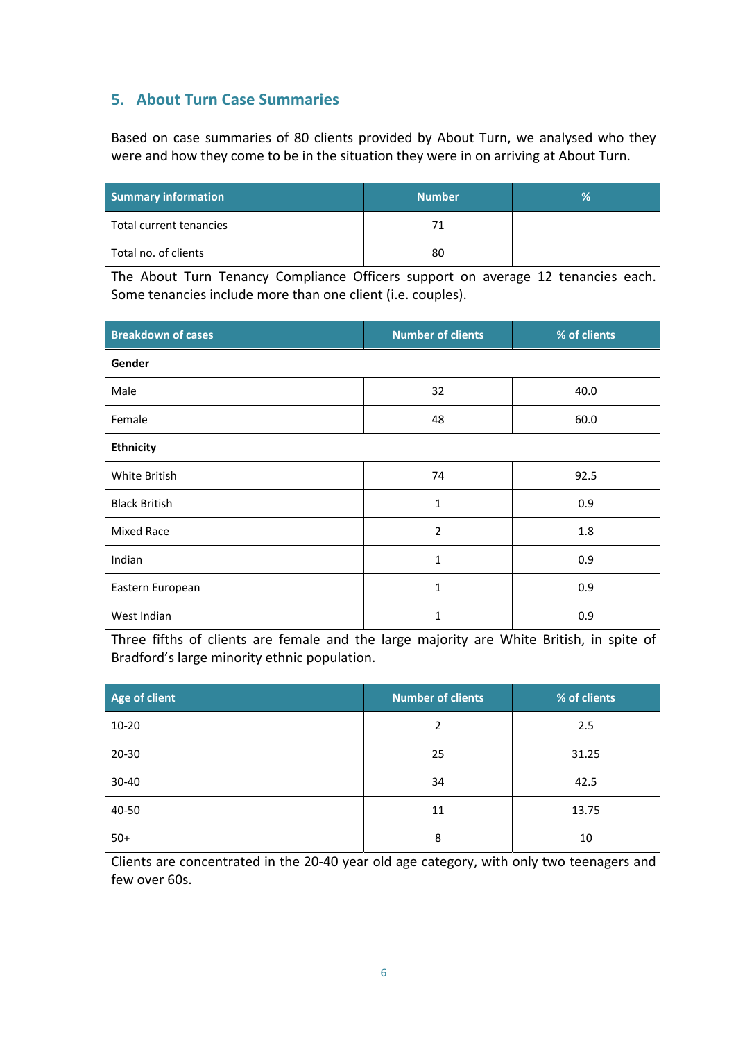## 5. About Turn Case Summaries

Based on case summaries of 80 clients provided by About Turn, we analysed who they were and how they come to be in the situation they were in on arriving at About Turn.

| Summary information | Number | % |
|---|---|---|
| Total current tenancies | 71 | |
| Total no. of clients | 80 | |

The About Turn Tenancy Compliance Officers support on average 12 tenancies each. Some tenancies include more than one client (i.e. couples).

| Breakdown of cases | Number of clients | % of clients |
|---|---|---|
| **Gender** | | |
| Male | 32 | 40.0 |
| Female | 48 | 60.0 |
| **Ethnicity** | | |
| White British | 74 | 92.5 |
| Black British | 1 | 0.9 |
| Mixed Race | 2 | 1.8 |
| Indian | 1 | 0.9 |
| Eastern European | 1 | 0.9 |
| West Indian | 1 | 0.9 |

Three fifths of clients are female and the large majority are White British, in spite of Bradford's large minority ethnic population.

| Age of client | Number of clients | % of clients |
|---|---|---|
| 10-20 | 2 | 2.5 |
| 20-30 | 25 | 31.25 |
| 30-40 | 34 | 42.5 |
| 40-50 | 11 | 13.75 |
| 50+ | 8 | 10 |

Clients are concentrated in the 20-40 year old age category, with only two teenagers and few over 60s.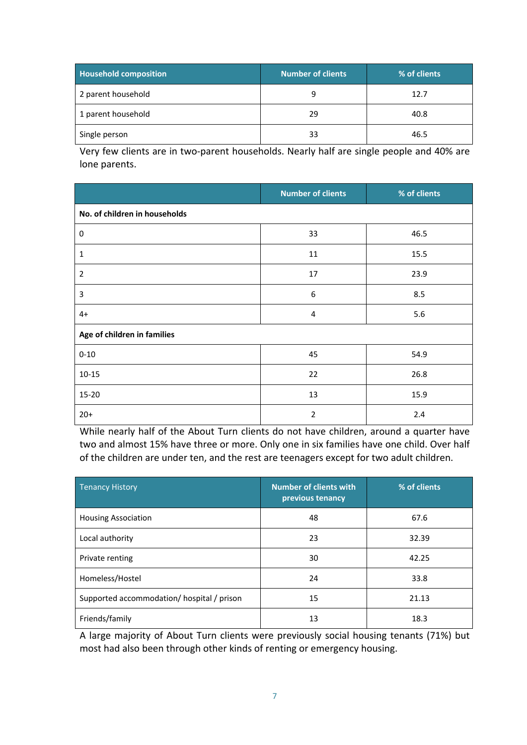| Household composition | Number of clients | % of clients |
|---|---|---|
| 2 parent household | 9 | 12.7 |
| 1 parent household | 29 | 40.8 |
| Single person | 33 | 46.5 |

Very few clients are in two-parent households. Nearly half are single people and 40% are lone parents.

| | Number of clients | % of clients |
|---|---|---|
| **No. of children in households** | | |
| 0 | 33 | 46.5 |
| 1 | 11 | 15.5 |
| 2 | 17 | 23.9 |
| 3 | 6 | 8.5 |
| 4+ | 4 | 5.6 |
| **Age of children in families** | | |
| 0-10 | 45 | 54.9 |
| 10-15 | 22 | 26.8 |
| 15-20 | 13 | 15.9 |
| 20+ | 2 | 2.4 |

While nearly half of the About Turn clients do not have children, around a quarter have two and almost 15% have three or more. Only one in six families have one child. Over half of the children are under ten, and the rest are teenagers except for two adult children.

| Tenancy History | Number of clients with previous tenancy | % of clients |
|---|---|---|
| Housing Association | 48 | 67.6 |
| Local authority | 23 | 32.39 |
| Private renting | 30 | 42.25 |
| Homeless/Hostel | 24 | 33.8 |
| Supported accommodation/ hospital / prison | 15 | 21.13 |
| Friends/family | 13 | 18.3 |

A large majority of About Turn clients were previously social housing tenants (71%) but most had also been through other kinds of renting or emergency housing.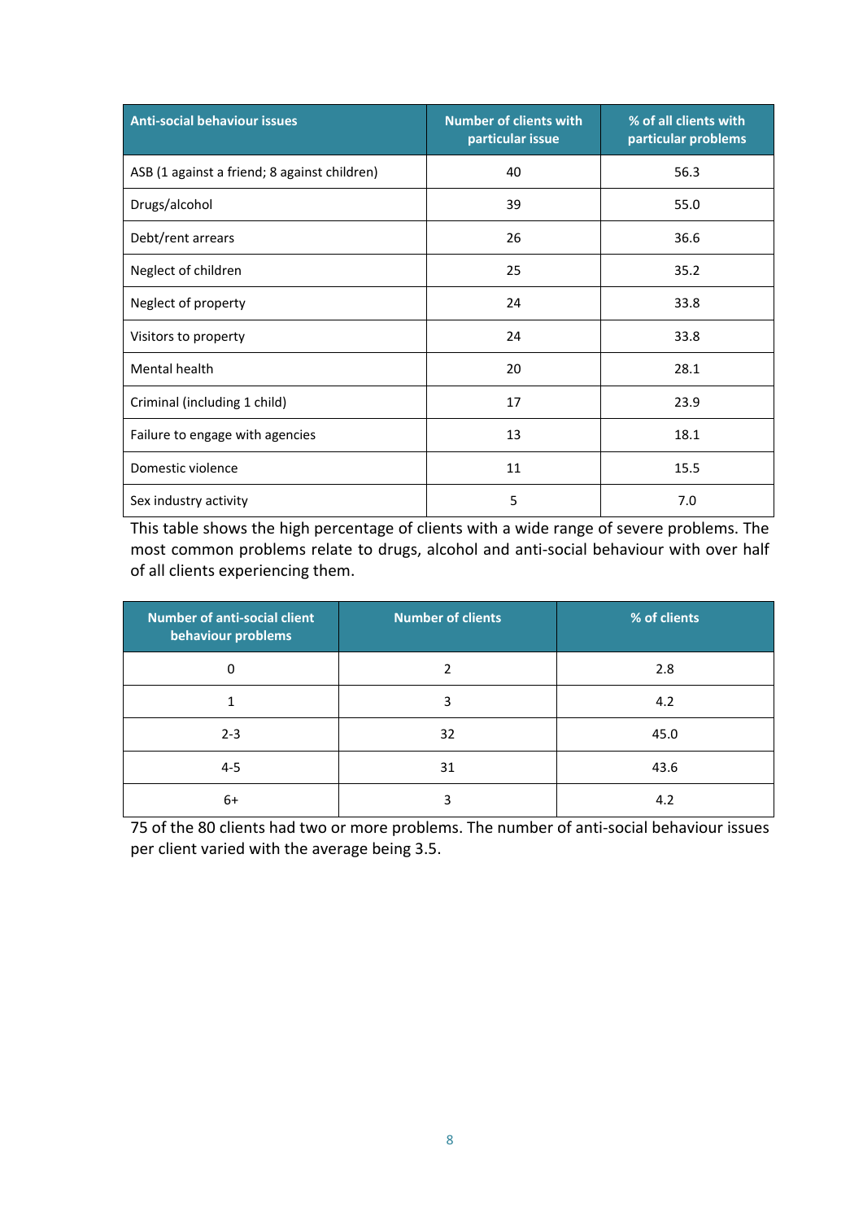| Anti-social behaviour issues | Number of clients with particular issue | % of all clients with particular problems |
| --- | --- | --- |
| ASB (1 against a friend; 8 against children) | 40 | 56.3 |
| Drugs/alcohol | 39 | 55.0 |
| Debt/rent arrears | 26 | 36.6 |
| Neglect of children | 25 | 35.2 |
| Neglect of property | 24 | 33.8 |
| Visitors to property | 24 | 33.8 |
| Mental health | 20 | 28.1 |
| Criminal (including 1 child) | 17 | 23.9 |
| Failure to engage with agencies | 13 | 18.1 |
| Domestic violence | 11 | 15.5 |
| Sex industry activity | 5 | 7.0 |

This table shows the high percentage of clients with a wide range of severe problems. The most common problems relate to drugs, alcohol and anti-social behaviour with over half of all clients experiencing them.

| Number of anti-social client behaviour problems | Number of clients | % of clients |
| --- | --- | --- |
| 0 | 2 | 2.8 |
| 1 | 3 | 4.2 |
| 2-3 | 32 | 45.0 |
| 4-5 | 31 | 43.6 |
| 6+ | 3 | 4.2 |

75 of the 80 clients had two or more problems. The number of anti-social behaviour issues per client varied with the average being 3.5.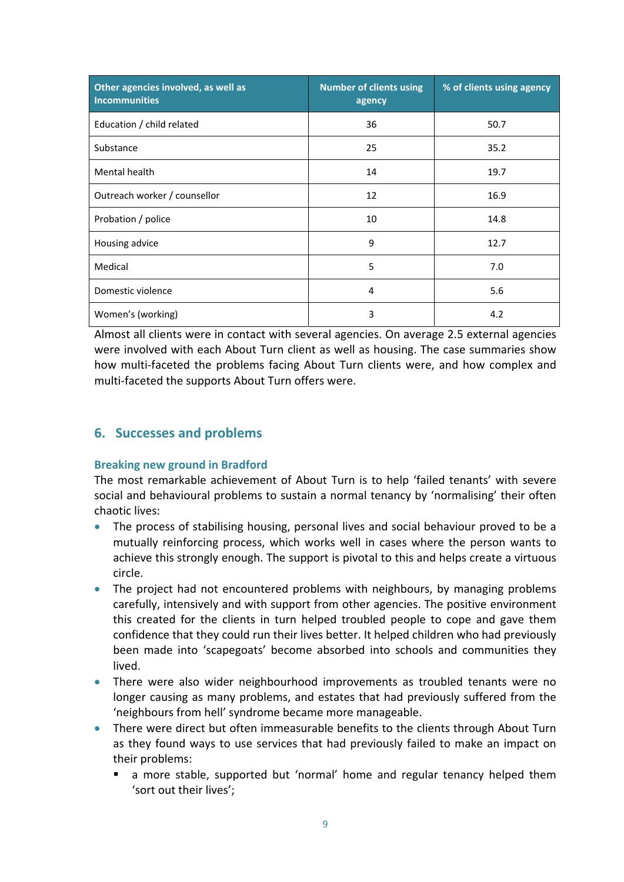| Other agencies involved, as well as Incommunities | Number of clients using agency | % of clients using agency |
|---|---|---|
| Education / child related | 36 | 50.7 |
| Substance | 25 | 35.2 |
| Mental health | 14 | 19.7 |
| Outreach worker / counsellor | 12 | 16.9 |
| Probation / police | 10 | 14.8 |
| Housing advice | 9 | 12.7 |
| Medical | 5 | 7.0 |
| Domestic violence | 4 | 5.6 |
| Women's (working) | 3 | 4.2 |

Almost all clients were in contact with several agencies. On average 2.5 external agencies were involved with each About Turn client as well as housing. The case summaries show how multi-faceted the problems facing About Turn clients were, and how complex and multi-faceted the supports About Turn offers were.

## 6. Successes and problems

### Breaking new ground in Bradford

The most remarkable achievement of About Turn is to help 'failed tenants' with severe social and behavioural problems to sustain a normal tenancy by 'normalising' their often chaotic lives:

- The process of stabilising housing, personal lives and social behaviour proved to be a mutually reinforcing process, which works well in cases where the person wants to achieve this strongly enough. The support is pivotal to this and helps create a virtuous circle.
- The project had not encountered problems with neighbours, by managing problems carefully, intensively and with support from other agencies. The positive environment this created for the clients in turn helped troubled people to cope and gave them confidence that they could run their lives better. It helped children who had previously been made into 'scapegoats' become absorbed into schools and communities they lived.
- There were also wider neighbourhood improvements as troubled tenants were no longer causing as many problems, and estates that had previously suffered from the 'neighbours from hell' syndrome became more manageable.
- There were direct but often immeasurable benefits to the clients through About Turn as they found ways to use services that had previously failed to make an impact on their problems:
  - a more stable, supported but 'normal' home and regular tenancy helped them 'sort out their lives';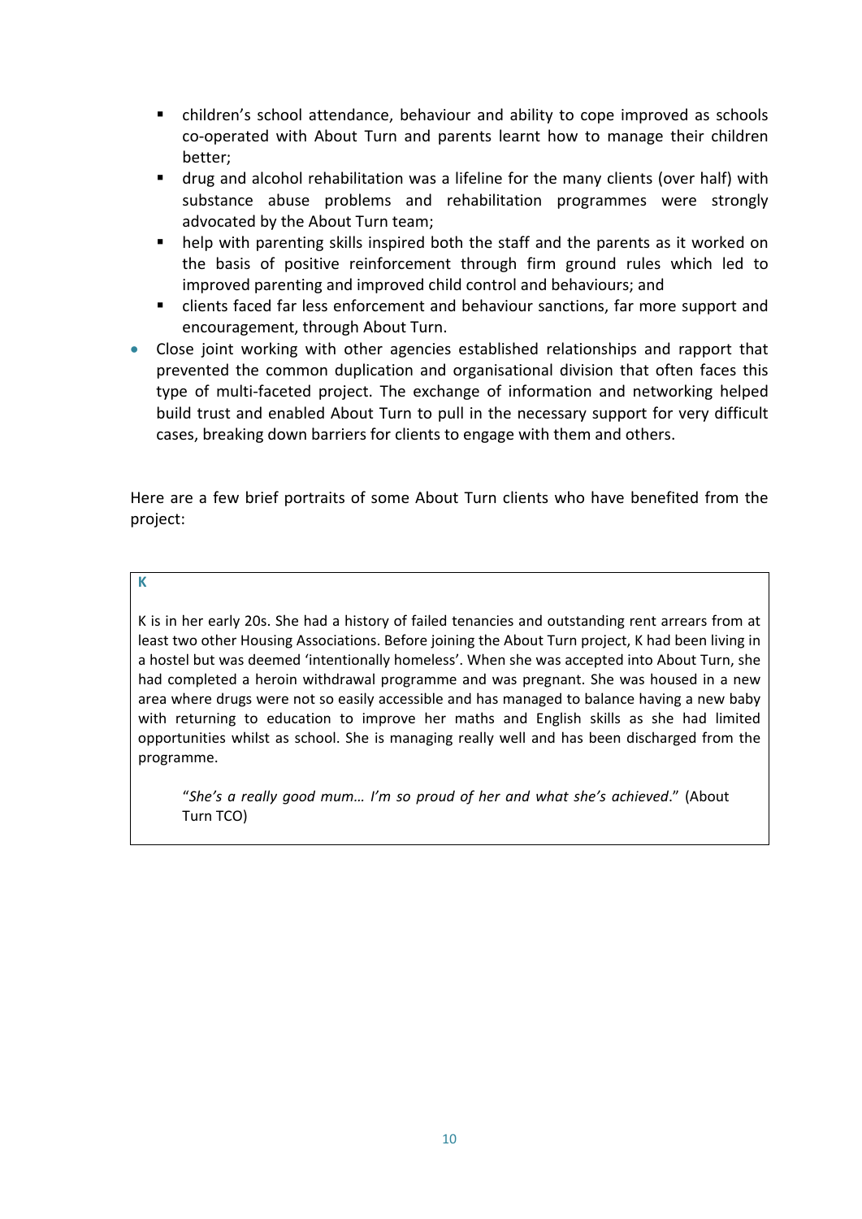- children's school attendance, behaviour and ability to cope improved as schools co-operated with About Turn and parents learnt how to manage their children better;
  - drug and alcohol rehabilitation was a lifeline for the many clients (over half) with substance abuse problems and rehabilitation programmes were strongly advocated by the About Turn team;
  - help with parenting skills inspired both the staff and the parents as it worked on the basis of positive reinforcement through firm ground rules which led to improved parenting and improved child control and behaviours; and
  - clients faced far less enforcement and behaviour sanctions, far more support and encouragement, through About Turn.
- Close joint working with other agencies established relationships and rapport that prevented the common duplication and organisational division that often faces this type of multi-faceted project. The exchange of information and networking helped build trust and enabled About Turn to pull in the necessary support for very difficult cases, breaking down barriers for clients to engage with them and others.

Here are a few brief portraits of some About Turn clients who have benefited from the project:

**K**

K is in her early 20s. She had a history of failed tenancies and outstanding rent arrears from at least two other Housing Associations. Before joining the About Turn project, K had been living in a hostel but was deemed 'intentionally homeless'. When she was accepted into About Turn, she had completed a heroin withdrawal programme and was pregnant. She was housed in a new area where drugs were not so easily accessible and has managed to balance having a new baby with returning to education to improve her maths and English skills as she had limited opportunities whilst as school. She is managing really well and has been discharged from the programme.

> "*She's a really good mum… I'm so proud of her and what she's achieved*." (About Turn TCO)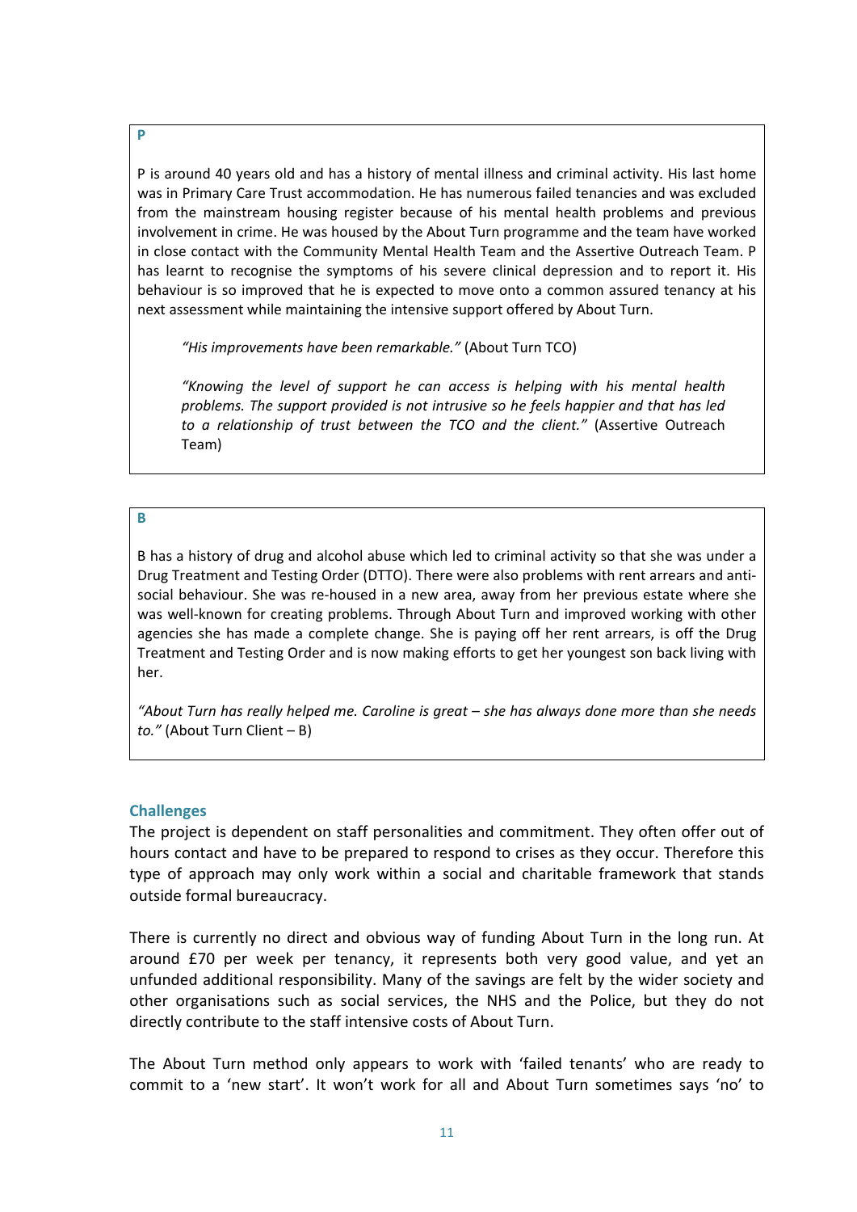**P**

P is around 40 years old and has a history of mental illness and criminal activity. His last home was in Primary Care Trust accommodation. He has numerous failed tenancies and was excluded from the mainstream housing register because of his mental health problems and previous involvement in crime. He was housed by the About Turn programme and the team have worked in close contact with the Community Mental Health Team and the Assertive Outreach Team. P has learnt to recognise the symptoms of his severe clinical depression and to report it. His behaviour is so improved that he is expected to move onto a common assured tenancy at his next assessment while maintaining the intensive support offered by About Turn.

> *"His improvements have been remarkable."* (About Turn TCO)
>
> *"Knowing the level of support he can access is helping with his mental health problems. The support provided is not intrusive so he feels happier and that has led to a relationship of trust between the TCO and the client."* (Assertive Outreach Team)

**B**

B has a history of drug and alcohol abuse which led to criminal activity so that she was under a Drug Treatment and Testing Order (DTTO). There were also problems with rent arrears and anti-social behaviour. She was re-housed in a new area, away from her previous estate where she was well-known for creating problems. Through About Turn and improved working with other agencies she has made a complete change. She is paying off her rent arrears, is off the Drug Treatment and Testing Order and is now making efforts to get her youngest son back living with her.

*"About Turn has really helped me. Caroline is great – she has always done more than she needs to."* (About Turn Client – B)

## Challenges

The project is dependent on staff personalities and commitment. They often offer out of hours contact and have to be prepared to respond to crises as they occur. Therefore this type of approach may only work within a social and charitable framework that stands outside formal bureaucracy.

There is currently no direct and obvious way of funding About Turn in the long run. At around £70 per week per tenancy, it represents both very good value, and yet an unfunded additional responsibility. Many of the savings are felt by the wider society and other organisations such as social services, the NHS and the Police, but they do not directly contribute to the staff intensive costs of About Turn.

The About Turn method only appears to work with 'failed tenants' who are ready to commit to a 'new start'. It won't work for all and About Turn sometimes says 'no' to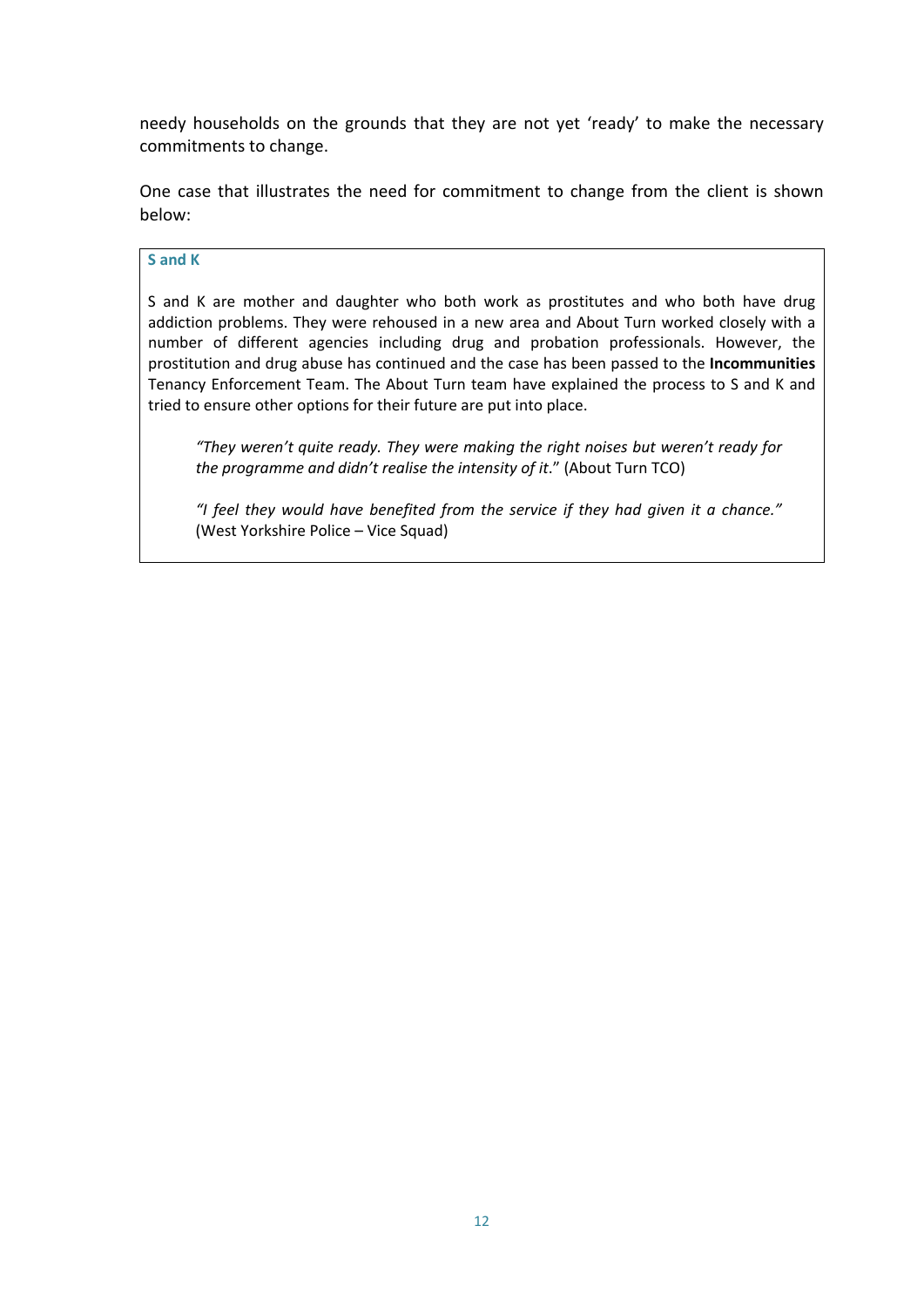needy households on the grounds that they are not yet 'ready' to make the necessary commitments to change.

One case that illustrates the need for commitment to change from the client is shown below:

> **S and K**
>
> S and K are mother and daughter who both work as prostitutes and who both have drug addiction problems. They were rehoused in a new area and About Turn worked closely with a number of different agencies including drug and probation professionals. However, the prostitution and drug abuse has continued and the case has been passed to the **Incommunities** Tenancy Enforcement Team. The About Turn team have explained the process to S and K and tried to ensure other options for their future are put into place.
>
> *"They weren't quite ready. They were making the right noises but weren't ready for the programme and didn't realise the intensity of it*." (About Turn TCO)
>
> *"I feel they would have benefited from the service if they had given it a chance."* (West Yorkshire Police – Vice Squad)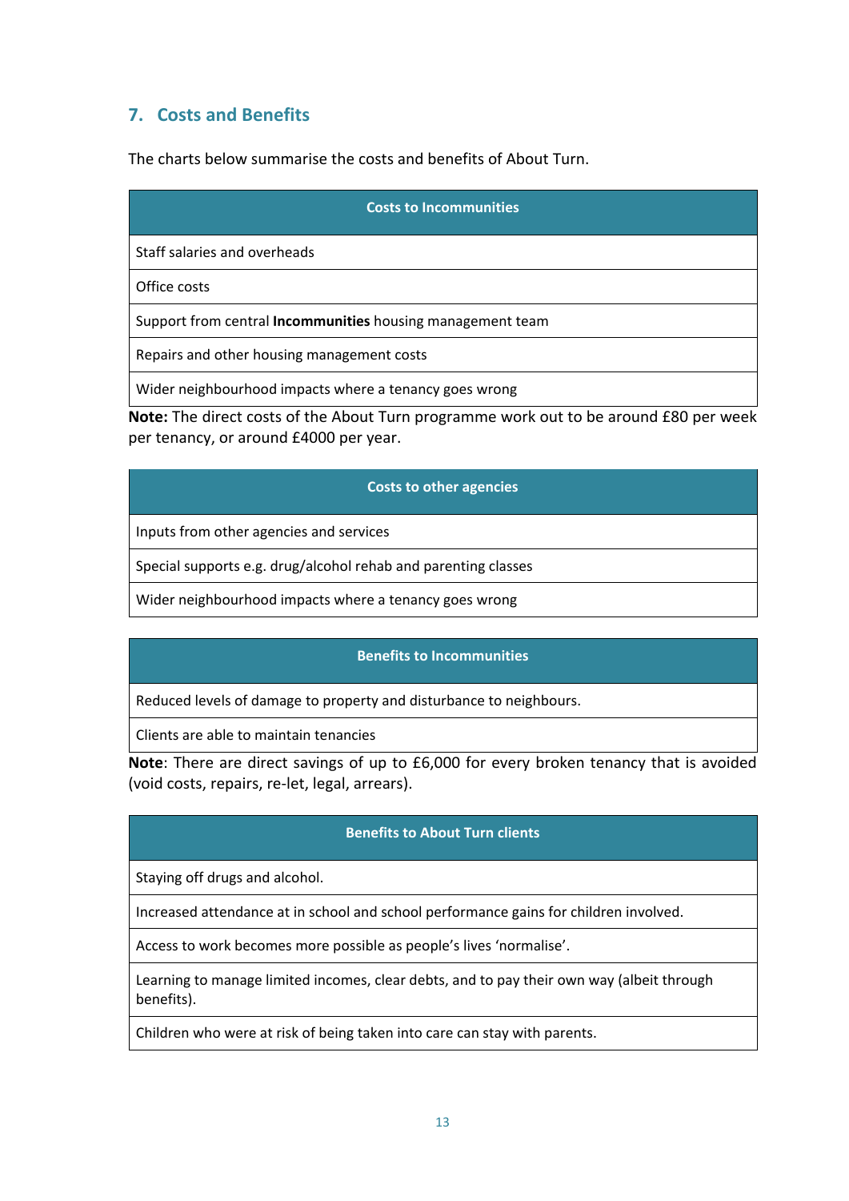## 7. Costs and Benefits

The charts below summarise the costs and benefits of About Turn.

| Costs to Incommunities |
| --- |
| Staff salaries and overheads |
| Office costs |
| Support from central **Incommunities** housing management team |
| Repairs and other housing management costs |
| Wider neighbourhood impacts where a tenancy goes wrong |

**Note:** The direct costs of the About Turn programme work out to be around £80 per week per tenancy, or around £4000 per year.

| Costs to other agencies |
| --- |
| Inputs from other agencies and services |
| Special supports e.g. drug/alcohol rehab and parenting classes |
| Wider neighbourhood impacts where a tenancy goes wrong |

| Benefits to Incommunities |
| --- |
| Reduced levels of damage to property and disturbance to neighbours. |
| Clients are able to maintain tenancies |

**Note**: There are direct savings of up to £6,000 for every broken tenancy that is avoided (void costs, repairs, re-let, legal, arrears).

| Benefits to About Turn clients |
| --- |
| Staying off drugs and alcohol. |
| Increased attendance at in school and school performance gains for children involved. |
| Access to work becomes more possible as people's lives 'normalise'. |
| Learning to manage limited incomes, clear debts, and to pay their own way (albeit through benefits). |
| Children who were at risk of being taken into care can stay with parents. |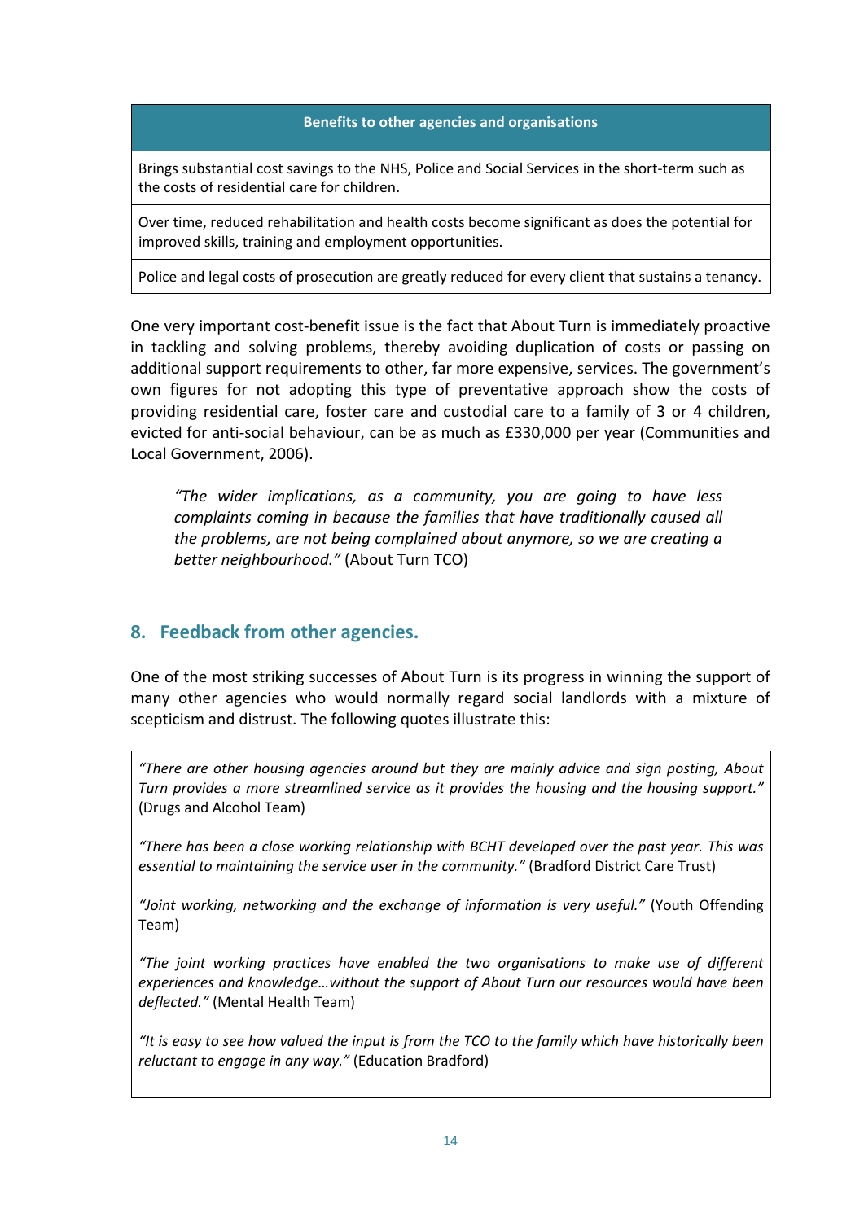| Benefits to other agencies and organisations |
|---|
| Brings substantial cost savings to the NHS, Police and Social Services in the short-term such as the costs of residential care for children. |
| Over time, reduced rehabilitation and health costs become significant as does the potential for improved skills, training and employment opportunities. |
| Police and legal costs of prosecution are greatly reduced for every client that sustains a tenancy. |

One very important cost-benefit issue is the fact that About Turn is immediately proactive in tackling and solving problems, thereby avoiding duplication of costs or passing on additional support requirements to other, far more expensive, services. The government's own figures for not adopting this type of preventative approach show the costs of providing residential care, foster care and custodial care to a family of 3 or 4 children, evicted for anti-social behaviour, can be as much as £330,000 per year (Communities and Local Government, 2006).

> *"The wider implications, as a community, you are going to have less complaints coming in because the families that have traditionally caused all the problems, are not being complained about anymore, so we are creating a better neighbourhood."* (About Turn TCO)

## 8. Feedback from other agencies.

One of the most striking successes of About Turn is its progress in winning the support of many other agencies who would normally regard social landlords with a mixture of scepticism and distrust. The following quotes illustrate this:

*"There are other housing agencies around but they are mainly advice and sign posting, About Turn provides a more streamlined service as it provides the housing and the housing support."* (Drugs and Alcohol Team)

*"There has been a close working relationship with BCHT developed over the past year. This was essential to maintaining the service user in the community."* (Bradford District Care Trust)

*"Joint working, networking and the exchange of information is very useful."* (Youth Offending Team)

*"The joint working practices have enabled the two organisations to make use of different experiences and knowledge…without the support of About Turn our resources would have been deflected."* (Mental Health Team)

*"It is easy to see how valued the input is from the TCO to the family which have historically been reluctant to engage in any way."* (Education Bradford)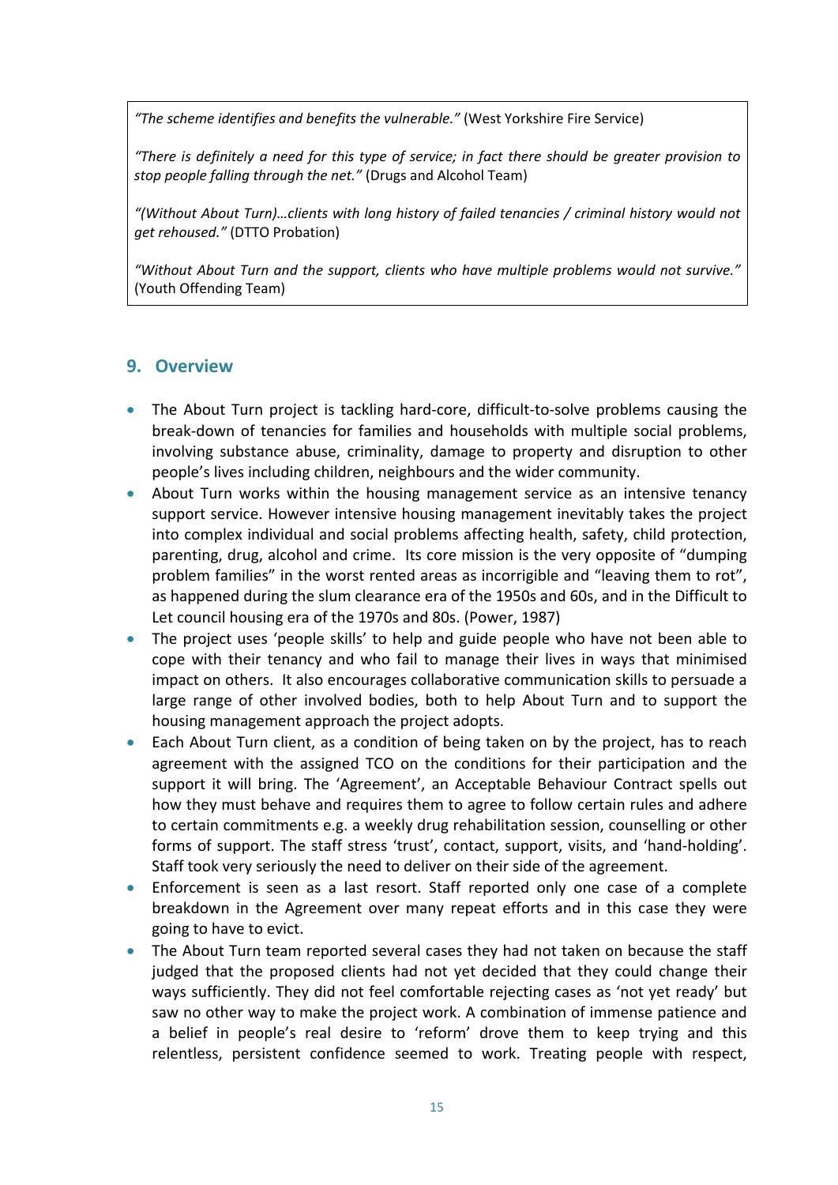*"The scheme identifies and benefits the vulnerable."* (West Yorkshire Fire Service)

*"There is definitely a need for this type of service; in fact there should be greater provision to stop people falling through the net."* (Drugs and Alcohol Team)

*"(Without About Turn)…clients with long history of failed tenancies / criminal history would not get rehoused."* (DTTO Probation)

*"Without About Turn and the support, clients who have multiple problems would not survive."* (Youth Offending Team)

## 9. Overview

- The About Turn project is tackling hard-core, difficult-to-solve problems causing the break-down of tenancies for families and households with multiple social problems, involving substance abuse, criminality, damage to property and disruption to other people's lives including children, neighbours and the wider community.
- About Turn works within the housing management service as an intensive tenancy support service. However intensive housing management inevitably takes the project into complex individual and social problems affecting health, safety, child protection, parenting, drug, alcohol and crime. Its core mission is the very opposite of "dumping problem families" in the worst rented areas as incorrigible and "leaving them to rot", as happened during the slum clearance era of the 1950s and 60s, and in the Difficult to Let council housing era of the 1970s and 80s. (Power, 1987)
- The project uses 'people skills' to help and guide people who have not been able to cope with their tenancy and who fail to manage their lives in ways that minimised impact on others. It also encourages collaborative communication skills to persuade a large range of other involved bodies, both to help About Turn and to support the housing management approach the project adopts.
- Each About Turn client, as a condition of being taken on by the project, has to reach agreement with the assigned TCO on the conditions for their participation and the support it will bring. The 'Agreement', an Acceptable Behaviour Contract spells out how they must behave and requires them to agree to follow certain rules and adhere to certain commitments e.g. a weekly drug rehabilitation session, counselling or other forms of support. The staff stress 'trust', contact, support, visits, and 'hand-holding'. Staff took very seriously the need to deliver on their side of the agreement.
- Enforcement is seen as a last resort. Staff reported only one case of a complete breakdown in the Agreement over many repeat efforts and in this case they were going to have to evict.
- The About Turn team reported several cases they had not taken on because the staff judged that the proposed clients had not yet decided that they could change their ways sufficiently. They did not feel comfortable rejecting cases as 'not yet ready' but saw no other way to make the project work. A combination of immense patience and a belief in people's real desire to 'reform' drove them to keep trying and this relentless, persistent confidence seemed to work. Treating people with respect,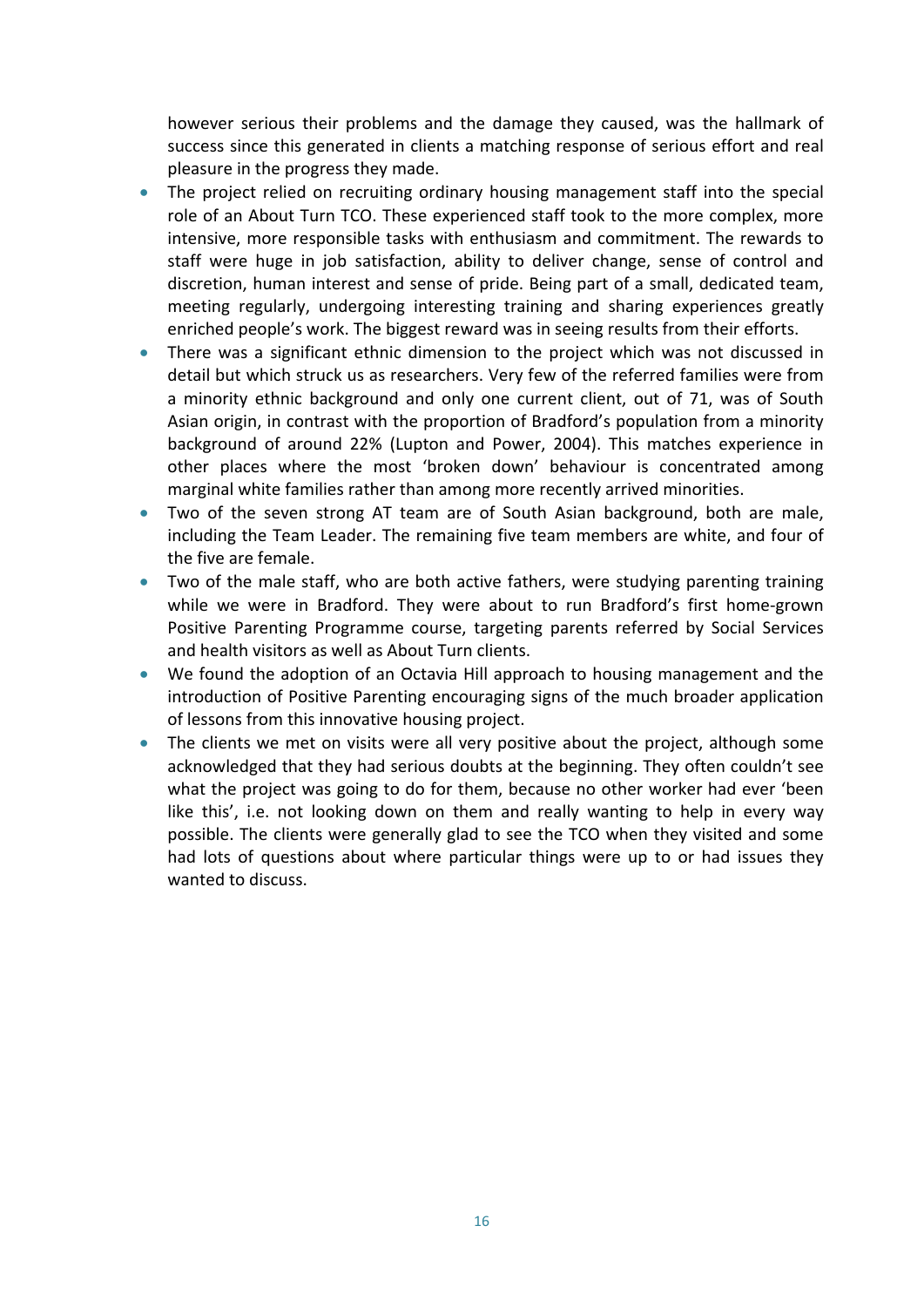however serious their problems and the damage they caused, was the hallmark of success since this generated in clients a matching response of serious effort and real pleasure in the progress they made.

- The project relied on recruiting ordinary housing management staff into the special role of an About Turn TCO. These experienced staff took to the more complex, more intensive, more responsible tasks with enthusiasm and commitment. The rewards to staff were huge in job satisfaction, ability to deliver change, sense of control and discretion, human interest and sense of pride. Being part of a small, dedicated team, meeting regularly, undergoing interesting training and sharing experiences greatly enriched people's work. The biggest reward was in seeing results from their efforts.
- There was a significant ethnic dimension to the project which was not discussed in detail but which struck us as researchers. Very few of the referred families were from a minority ethnic background and only one current client, out of 71, was of South Asian origin, in contrast with the proportion of Bradford's population from a minority background of around 22% (Lupton and Power, 2004). This matches experience in other places where the most 'broken down' behaviour is concentrated among marginal white families rather than among more recently arrived minorities.
- Two of the seven strong AT team are of South Asian background, both are male, including the Team Leader. The remaining five team members are white, and four of the five are female.
- Two of the male staff, who are both active fathers, were studying parenting training while we were in Bradford. They were about to run Bradford's first home-grown Positive Parenting Programme course, targeting parents referred by Social Services and health visitors as well as About Turn clients.
- We found the adoption of an Octavia Hill approach to housing management and the introduction of Positive Parenting encouraging signs of the much broader application of lessons from this innovative housing project.
- The clients we met on visits were all very positive about the project, although some acknowledged that they had serious doubts at the beginning. They often couldn't see what the project was going to do for them, because no other worker had ever 'been like this', i.e. not looking down on them and really wanting to help in every way possible. The clients were generally glad to see the TCO when they visited and some had lots of questions about where particular things were up to or had issues they wanted to discuss.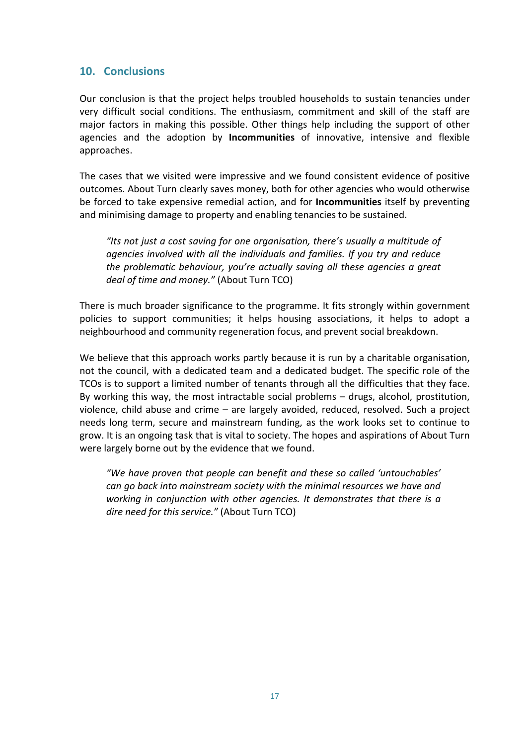## 10. Conclusions

Our conclusion is that the project helps troubled households to sustain tenancies under very difficult social conditions. The enthusiasm, commitment and skill of the staff are major factors in making this possible. Other things help including the support of other agencies and the adoption by **Incommunities** of innovative, intensive and flexible approaches.

The cases that we visited were impressive and we found consistent evidence of positive outcomes. About Turn clearly saves money, both for other agencies who would otherwise be forced to take expensive remedial action, and for **Incommunities** itself by preventing and minimising damage to property and enabling tenancies to be sustained.

> *"Its not just a cost saving for one organisation, there's usually a multitude of agencies involved with all the individuals and families. If you try and reduce the problematic behaviour, you're actually saving all these agencies a great deal of time and money."* (About Turn TCO)

There is much broader significance to the programme. It fits strongly within government policies to support communities; it helps housing associations, it helps to adopt a neighbourhood and community regeneration focus, and prevent social breakdown.

We believe that this approach works partly because it is run by a charitable organisation, not the council, with a dedicated team and a dedicated budget. The specific role of the TCOs is to support a limited number of tenants through all the difficulties that they face. By working this way, the most intractable social problems – drugs, alcohol, prostitution, violence, child abuse and crime – are largely avoided, reduced, resolved. Such a project needs long term, secure and mainstream funding, as the work looks set to continue to grow. It is an ongoing task that is vital to society. The hopes and aspirations of About Turn were largely borne out by the evidence that we found.

> *"We have proven that people can benefit and these so called 'untouchables' can go back into mainstream society with the minimal resources we have and working in conjunction with other agencies. It demonstrates that there is a dire need for this service."* (About Turn TCO)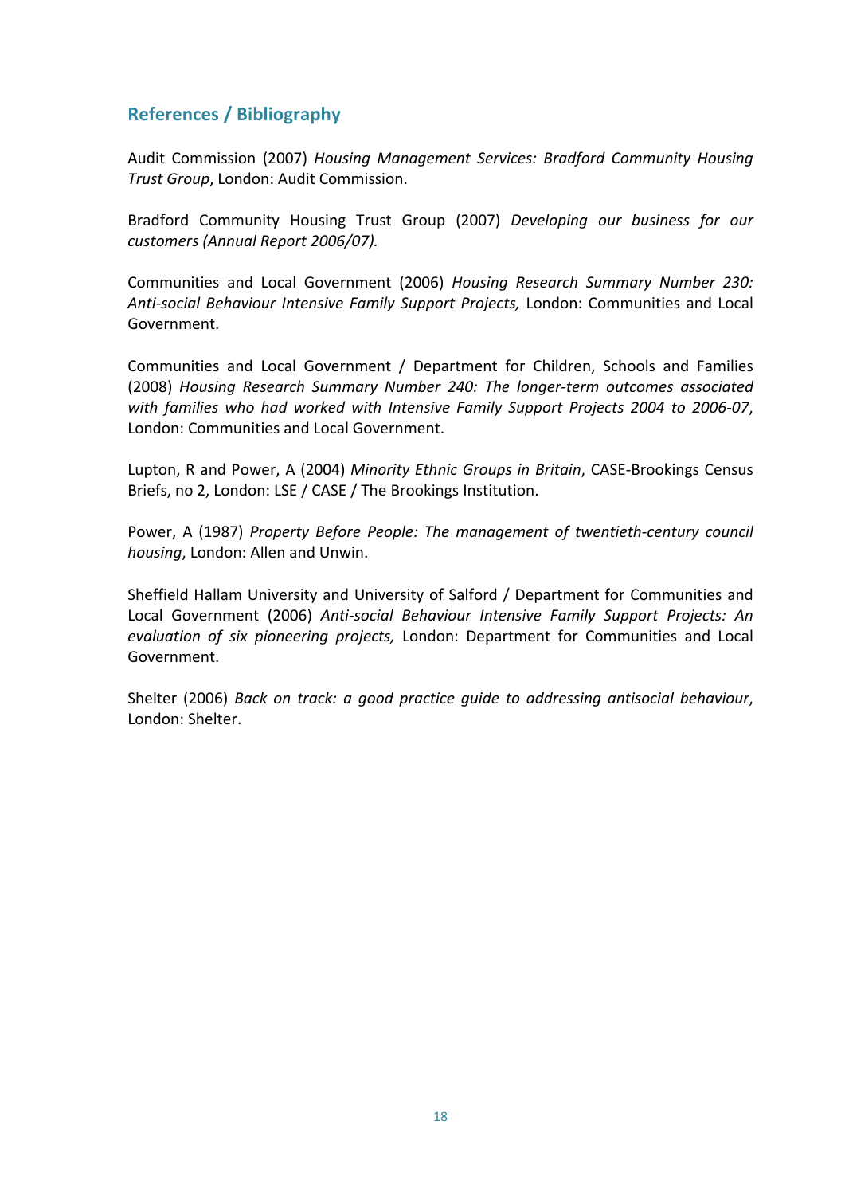## References / Bibliography

Audit Commission (2007) *Housing Management Services: Bradford Community Housing Trust Group*, London: Audit Commission.

Bradford Community Housing Trust Group (2007) *Developing our business for our customers (Annual Report 2006/07).*

Communities and Local Government (2006) *Housing Research Summary Number 230: Anti-social Behaviour Intensive Family Support Projects,* London: Communities and Local Government.

Communities and Local Government / Department for Children, Schools and Families (2008) *Housing Research Summary Number 240: The longer-term outcomes associated with families who had worked with Intensive Family Support Projects 2004 to 2006-07*, London: Communities and Local Government.

Lupton, R and Power, A (2004) *Minority Ethnic Groups in Britain*, CASE-Brookings Census Briefs, no 2, London: LSE / CASE / The Brookings Institution.

Power, A (1987) *Property Before People: The management of twentieth-century council housing*, London: Allen and Unwin.

Sheffield Hallam University and University of Salford / Department for Communities and Local Government (2006) *Anti-social Behaviour Intensive Family Support Projects: An evaluation of six pioneering projects,* London: Department for Communities and Local Government.

Shelter (2006) *Back on track: a good practice guide to addressing antisocial behaviour*, London: Shelter.